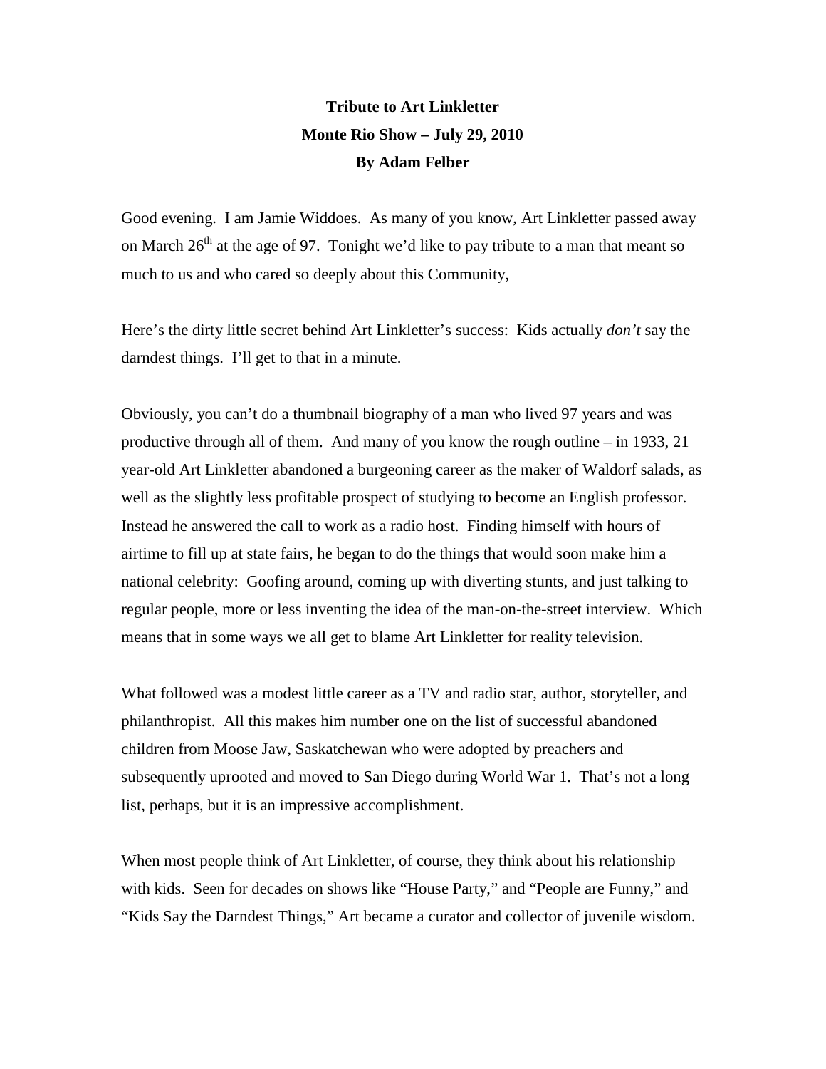**Tribute to Art Linkletter**
**Monte Rio Show – July 29, 2010**
**By Adam Felber**

Good evening. I am Jamie Widdoes. As many of you know, Art Linkletter passed away on March 26th at the age of 97. Tonight we'd like to pay tribute to a man that meant so much to us and who cared so deeply about this Community,

Here's the dirty little secret behind Art Linkletter's success: Kids actually *don't* say the darndest things. I'll get to that in a minute.

Obviously, you can't do a thumbnail biography of a man who lived 97 years and was productive through all of them. And many of you know the rough outline – in 1933, 21 year-old Art Linkletter abandoned a burgeoning career as the maker of Waldorf salads, as well as the slightly less profitable prospect of studying to become an English professor. Instead he answered the call to work as a radio host. Finding himself with hours of airtime to fill up at state fairs, he began to do the things that would soon make him a national celebrity: Goofing around, coming up with diverting stunts, and just talking to regular people, more or less inventing the idea of the man-on-the-street interview. Which means that in some ways we all get to blame Art Linkletter for reality television.

What followed was a modest little career as a TV and radio star, author, storyteller, and philanthropist. All this makes him number one on the list of successful abandoned children from Moose Jaw, Saskatchewan who were adopted by preachers and subsequently uprooted and moved to San Diego during World War 1. That's not a long list, perhaps, but it is an impressive accomplishment.

When most people think of Art Linkletter, of course, they think about his relationship with kids. Seen for decades on shows like "House Party," and "People are Funny," and "Kids Say the Darndest Things," Art became a curator and collector of juvenile wisdom.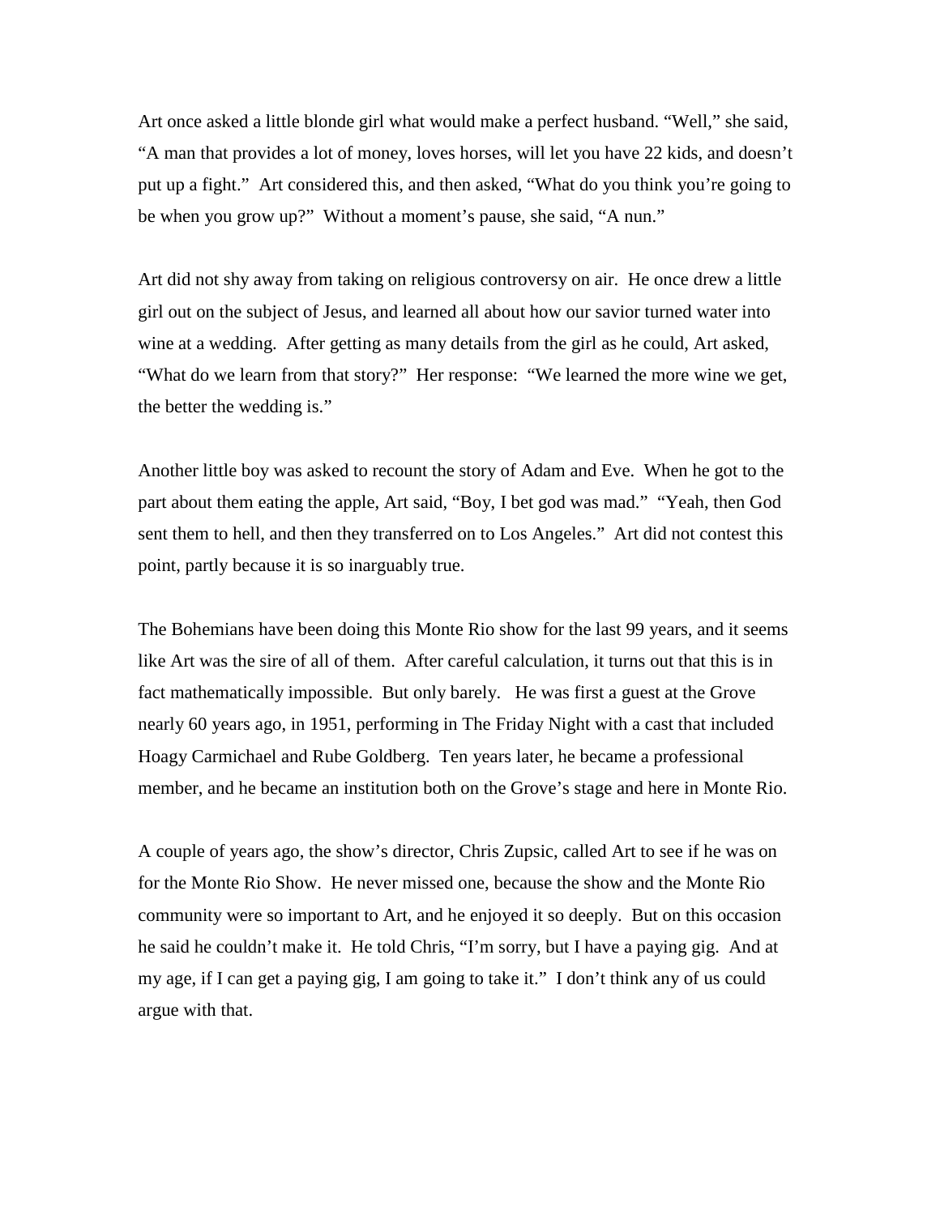Art once asked a little blonde girl what would make a perfect husband. “Well,” she said, “A man that provides a lot of money, loves horses, will let you have 22 kids, and doesn’t put up a fight.” Art considered this, and then asked, “What do you think you’re going to be when you grow up?” Without a moment’s pause, she said, “A nun.”

Art did not shy away from taking on religious controversy on air. He once drew a little girl out on the subject of Jesus, and learned all about how our savior turned water into wine at a wedding. After getting as many details from the girl as he could, Art asked, “What do we learn from that story?” Her response: “We learned the more wine we get, the better the wedding is.”

Another little boy was asked to recount the story of Adam and Eve. When he got to the part about them eating the apple, Art said, “Boy, I bet god was mad.” “Yeah, then God sent them to hell, and then they transferred on to Los Angeles.” Art did not contest this point, partly because it is so inarguably true.

The Bohemians have been doing this Monte Rio show for the last 99 years, and it seems like Art was the sire of all of them. After careful calculation, it turns out that this is in fact mathematically impossible. But only barely. He was first a guest at the Grove nearly 60 years ago, in 1951, performing in The Friday Night with a cast that included Hoagy Carmichael and Rube Goldberg. Ten years later, he became a professional member, and he became an institution both on the Grove’s stage and here in Monte Rio.

A couple of years ago, the show’s director, Chris Zupsic, called Art to see if he was on for the Monte Rio Show. He never missed one, because the show and the Monte Rio community were so important to Art, and he enjoyed it so deeply. But on this occasion he said he couldn’t make it. He told Chris, “I’m sorry, but I have a paying gig. And at my age, if I can get a paying gig, I am going to take it.” I don’t think any of us could argue with that.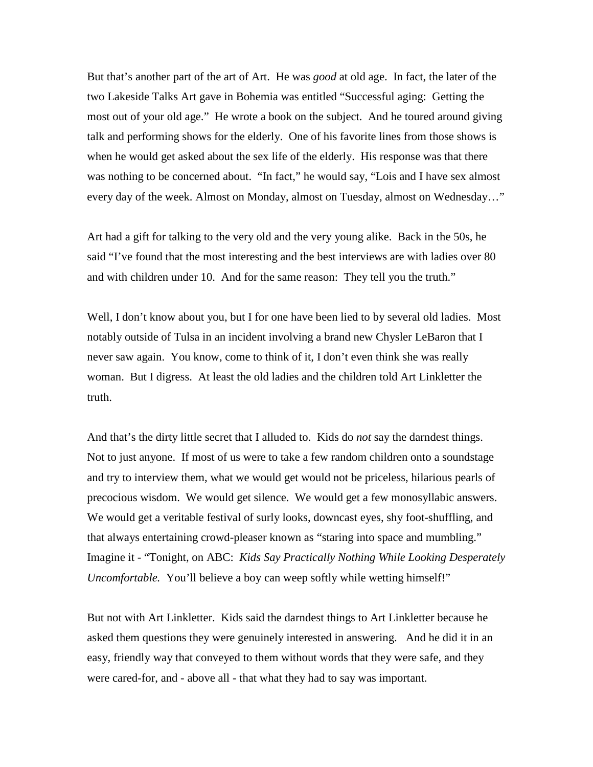But that's another part of the art of Art. He was *good* at old age. In fact, the later of the two Lakeside Talks Art gave in Bohemia was entitled "Successful aging: Getting the most out of your old age." He wrote a book on the subject. And he toured around giving talk and performing shows for the elderly. One of his favorite lines from those shows is when he would get asked about the sex life of the elderly. His response was that there was nothing to be concerned about. "In fact," he would say, "Lois and I have sex almost every day of the week. Almost on Monday, almost on Tuesday, almost on Wednesday…"

Art had a gift for talking to the very old and the very young alike. Back in the 50s, he said "I've found that the most interesting and the best interviews are with ladies over 80 and with children under 10. And for the same reason: They tell you the truth."

Well, I don't know about you, but I for one have been lied to by several old ladies. Most notably outside of Tulsa in an incident involving a brand new Chysler LeBaron that I never saw again. You know, come to think of it, I don't even think she was really woman. But I digress. At least the old ladies and the children told Art Linkletter the truth.

And that's the dirty little secret that I alluded to. Kids do *not* say the darndest things. Not to just anyone. If most of us were to take a few random children onto a soundstage and try to interview them, what we would get would not be priceless, hilarious pearls of precocious wisdom. We would get silence. We would get a few monosyllabic answers. We would get a veritable festival of surly looks, downcast eyes, shy foot-shuffling, and that always entertaining crowd-pleaser known as "staring into space and mumbling." Imagine it - "Tonight, on ABC: *Kids Say Practically Nothing While Looking Desperately Uncomfortable.* You'll believe a boy can weep softly while wetting himself!"

But not with Art Linkletter. Kids said the darndest things to Art Linkletter because he asked them questions they were genuinely interested in answering. And he did it in an easy, friendly way that conveyed to them without words that they were safe, and they were cared-for, and - above all - that what they had to say was important.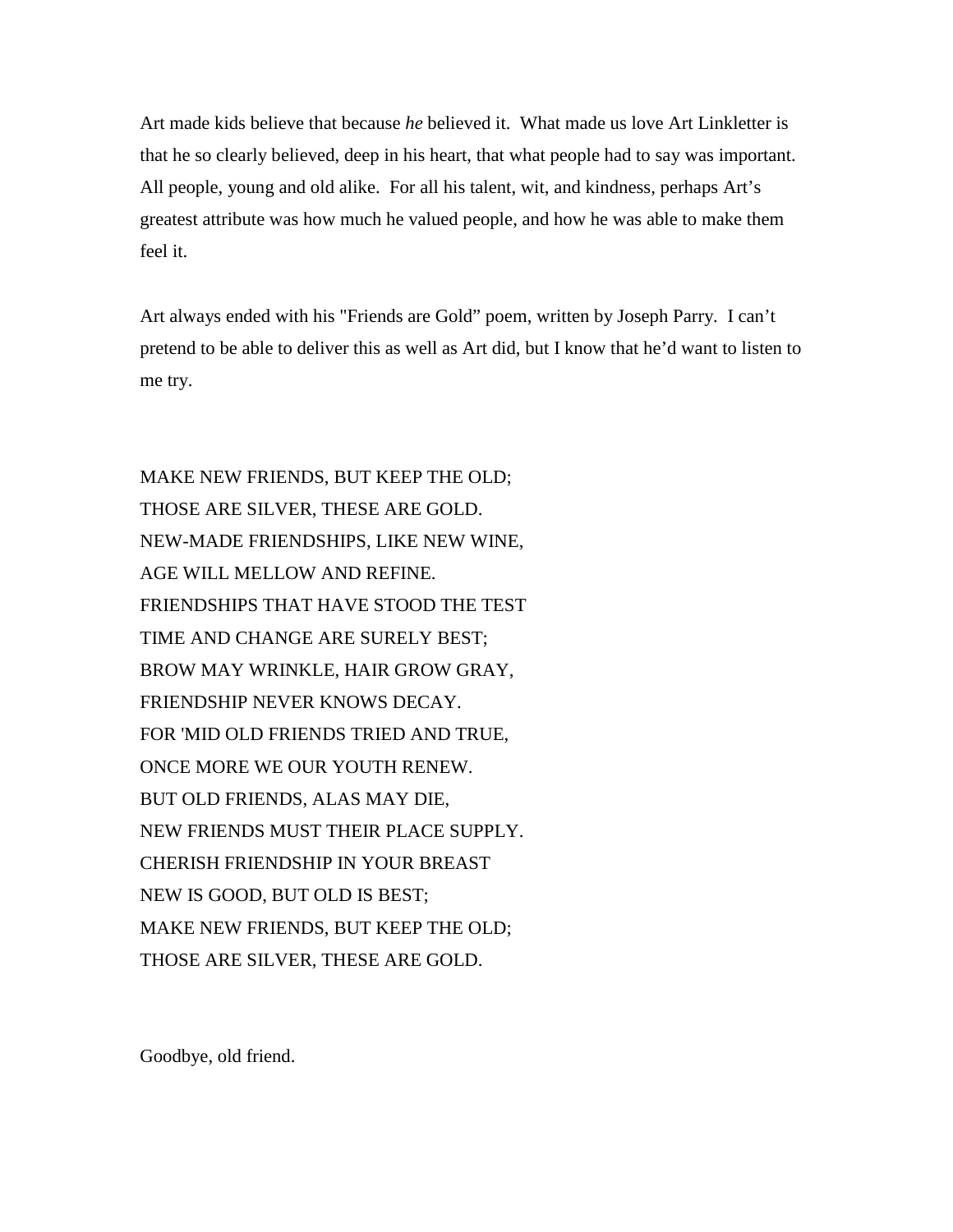Art made kids believe that because *he* believed it. What made us love Art Linkletter is that he so clearly believed, deep in his heart, that what people had to say was important. All people, young and old alike. For all his talent, wit, and kindness, perhaps Art's greatest attribute was how much he valued people, and how he was able to make them feel it.

Art always ended with his "Friends are Gold" poem, written by Joseph Parry. I can't pretend to be able to deliver this as well as Art did, but I know that he'd want to listen to me try.

MAKE NEW FRIENDS, BUT KEEP THE OLD;
THOSE ARE SILVER, THESE ARE GOLD.
NEW-MADE FRIENDSHIPS, LIKE NEW WINE,
AGE WILL MELLOW AND REFINE.
FRIENDSHIPS THAT HAVE STOOD THE TEST
TIME AND CHANGE ARE SURELY BEST;
BROW MAY WRINKLE, HAIR GROW GRAY,
FRIENDSHIP NEVER KNOWS DECAY.
FOR 'MID OLD FRIENDS TRIED AND TRUE,
ONCE MORE WE OUR YOUTH RENEW.
BUT OLD FRIENDS, ALAS MAY DIE,
NEW FRIENDS MUST THEIR PLACE SUPPLY.
CHERISH FRIENDSHIP IN YOUR BREAST
NEW IS GOOD, BUT OLD IS BEST;
MAKE NEW FRIENDS, BUT KEEP THE OLD;
THOSE ARE SILVER, THESE ARE GOLD.

Goodbye, old friend.